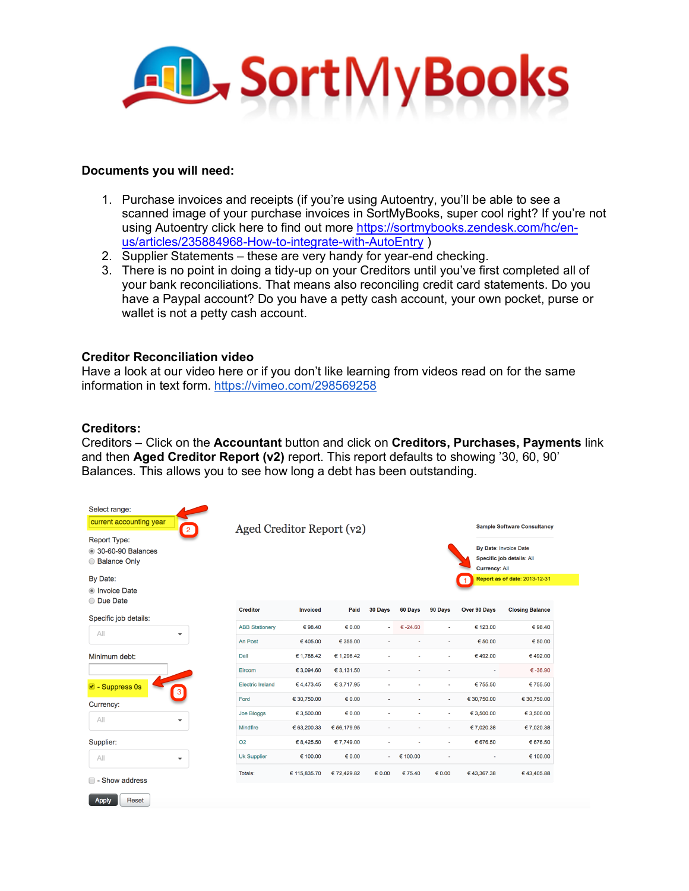# SortMyBooks

**Documents you will need:**

1. Purchase invoices and receipts (if you're using Autoentry, you'll be able to see a scanned image of your purchase invoices in SortMyBooks, super cool right? If you're not using Autoentry click here to find out more https://sortmybooks.zendesk.com/hc/en-us/articles/235884968-How-to-integrate-with-AutoEntry )
2. Supplier Statements – these are very handy for year-end checking.
3. There is no point in doing a tidy-up on your Creditors until you've first completed all of your bank reconciliations. That means also reconciling credit card statements. Do you have a Paypal account? Do you have a petty cash account, your own pocket, purse or wallet is not a petty cash account.

**Creditor Reconciliation video**

Have a look at our video here or if you don't like learning from videos read on for the same information in text form. https://vimeo.com/298569258

**Creditors:**

Creditors – Click on the **Accountant** button and click on **Creditors, Purchases, Payments** link and then **Aged Creditor Report (v2)** report. This report defaults to showing '30, 60, 90' Balances. This allows you to see how long a debt has been outstanding.

Select range: current accounting year (2)

Report Type:
- 30-60-90 Balances
- Balance Only

By Date:
- Invoice Date
- Due Date

Specific job details: All

Minimum debt:

- Suppress 0s (3)

Currency: All

Supplier: All

- Show address

Apply | Reset

Aged Creditor Report (v2)

Sample Software Consultancy

By Date: Invoice Date
Specific job details: All
Currency: All
(1) Report as of date: 2013-12-31

| Creditor | Invoiced | Paid | 30 Days | 60 Days | 90 Days | Over 90 Days | Closing Balance |
|---|---|---|---|---|---|---|---|
| ABB Stationery | € 98.40 | € 0.00 | - | € -24.60 | - | € 123.00 | € 98.40 |
| An Post | € 405.00 | € 355.00 | - | - | - | € 50.00 | € 50.00 |
| Dell | € 1,788.42 | € 1,296.42 | - | - | - | € 492.00 | € 492.00 |
| Eircom | € 3,094.60 | € 3,131.50 | - | - | - | - | € -36.90 |
| Electric Ireland | € 4,473.45 | € 3,717.95 | - | - | - | € 755.50 | € 755.50 |
| Ford | € 30,750.00 | € 0.00 | - | - | - | € 30,750.00 | € 30,750.00 |
| Joe Bloggs | € 3,500.00 | € 0.00 | - | - | - | € 3,500.00 | € 3,500.00 |
| Mindfire | € 63,200.33 | € 56,179.95 | - | - | - | € 7,020.38 | € 7,020.38 |
| O2 | € 8,425.50 | € 7,749.00 | - | - | - | € 676.50 | € 676.50 |
| Uk Supplier | € 100.00 | € 0.00 | - | € 100.00 | - | - | € 100.00 |
| Totals: | € 115,835.70 | € 72,429.82 | € 0.00 | € 75.40 | € 0.00 | € 43,367.38 | € 43,405.88 |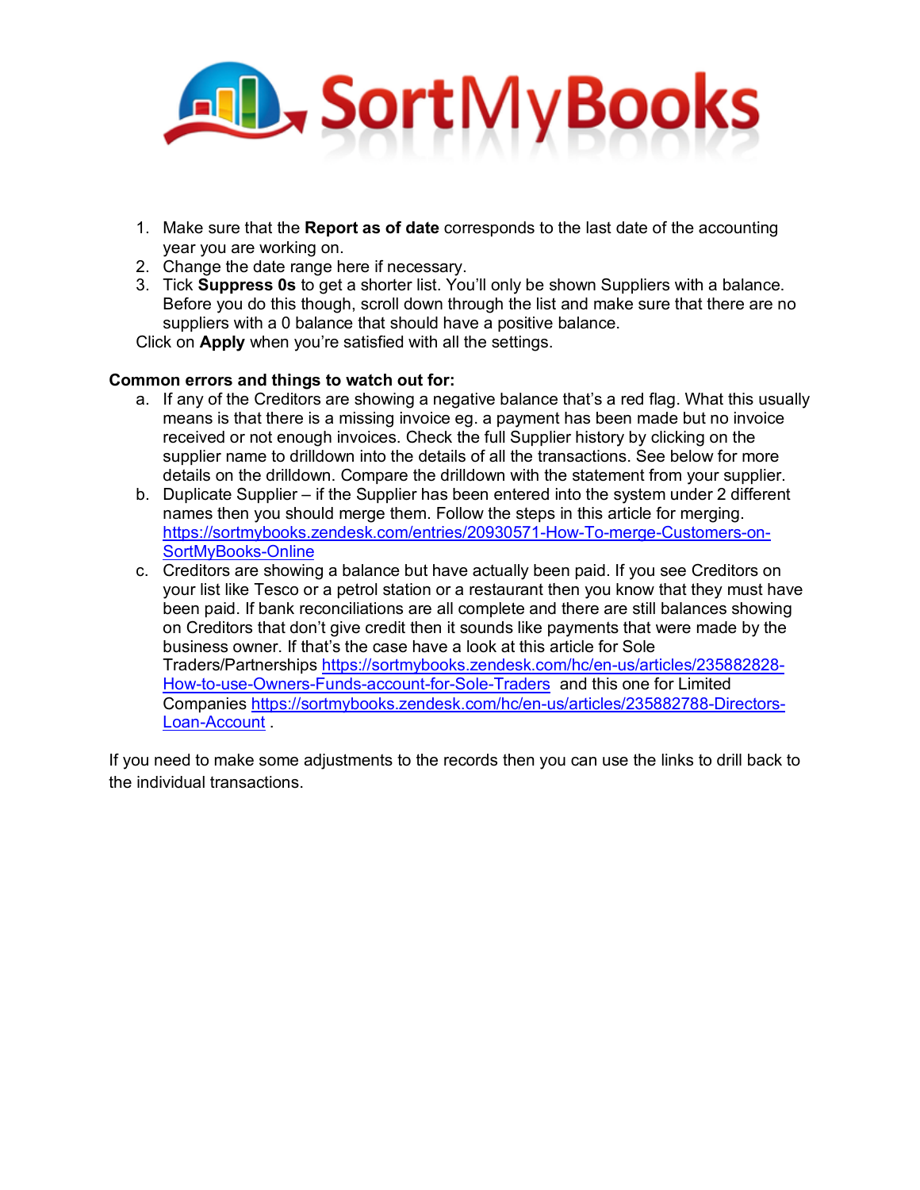1. Make sure that the **Report as of date** corresponds to the last date of the accounting year you are working on.
2. Change the date range here if necessary.
3. Tick **Suppress 0s** to get a shorter list. You'll only be shown Suppliers with a balance. Before you do this though, scroll down through the list and make sure that there are no suppliers with a 0 balance that should have a positive balance.

Click on **Apply** when you're satisfied with all the settings.

**Common errors and things to watch out for:**

a. If any of the Creditors are showing a negative balance that's a red flag. What this usually means is that there is a missing invoice eg. a payment has been made but no invoice received or not enough invoices. Check the full Supplier history by clicking on the supplier name to drilldown into the details of all the transactions. See below for more details on the drilldown. Compare the drilldown with the statement from your supplier.

b. Duplicate Supplier – if the Supplier has been entered into the system under 2 different names then you should merge them. Follow the steps in this article for merging. https://sortmybooks.zendesk.com/entries/20930571-How-To-merge-Customers-on-SortMyBooks-Online

c. Creditors are showing a balance but have actually been paid. If you see Creditors on your list like Tesco or a petrol station or a restaurant then you know that they must have been paid. If bank reconciliations are all complete and there are still balances showing on Creditors that don't give credit then it sounds like payments that were made by the business owner. If that's the case have a look at this article for Sole Traders/Partnerships https://sortmybooks.zendesk.com/hc/en-us/articles/235882828-How-to-use-Owners-Funds-account-for-Sole-Traders and this one for Limited Companies https://sortmybooks.zendesk.com/hc/en-us/articles/235882788-Directors-Loan-Account .

If you need to make some adjustments to the records then you can use the links to drill back to the individual transactions.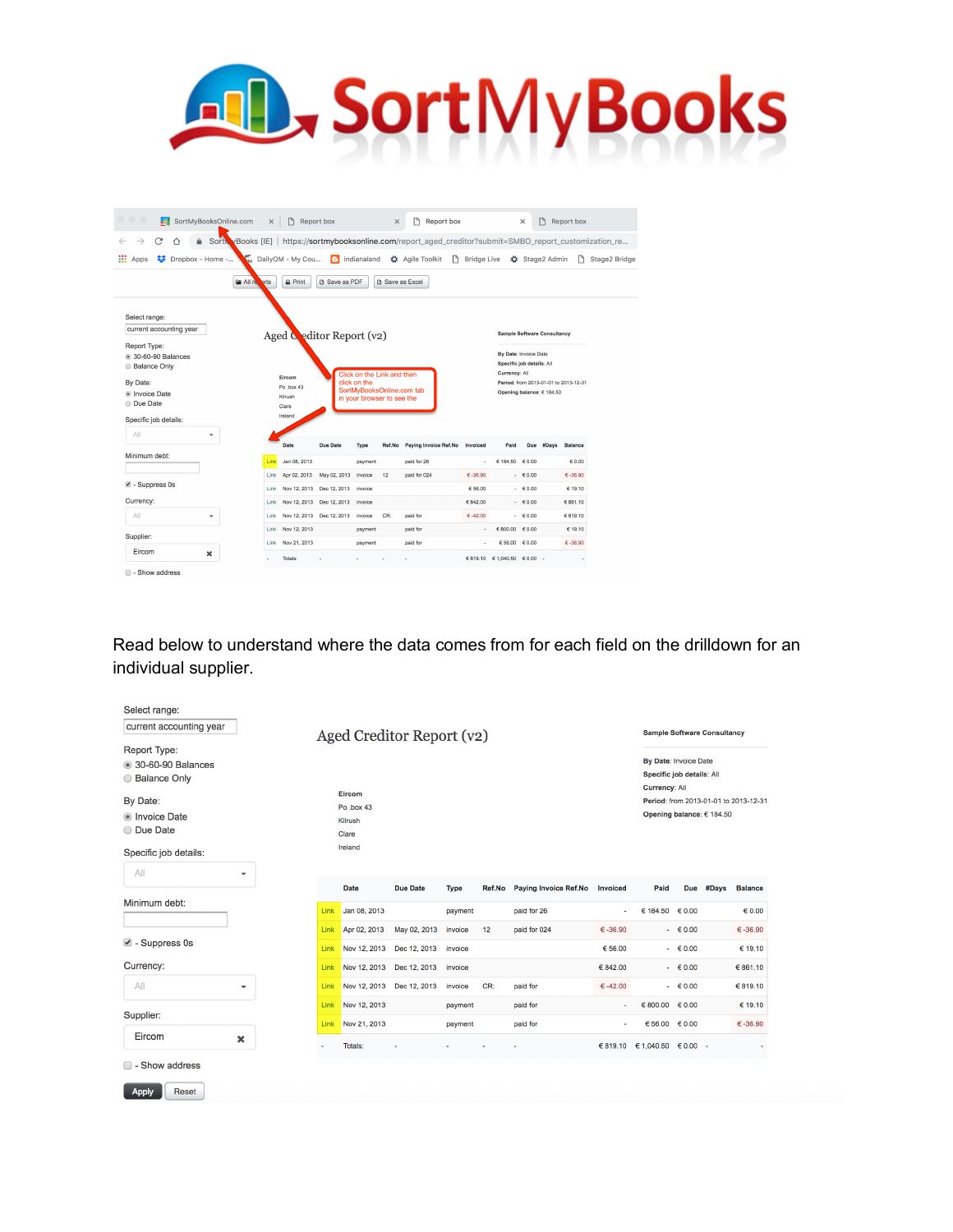Read below to understand where the data comes from for each field on the drilldown for an individual supplier.

Select range:
current accounting year

Report Type:
- 30-60-90 Balances
- Balance Only

By Date:
- Invoice Date
- Due Date

Specific job details:
All

Minimum debt:

- Suppress 0s

Currency:
All

Supplier:
Eircom

- Show address

Apply | Reset

## Aged Creditor Report (v2)

**Sample Software Consultancy**

**By Date**: Invoice Date
**Specific job details**: All
**Currency**: All
**Period**: from 2013-01-01 to 2013-12-31
**Opening balance**: € 184.50

Eircom
Po .box 43
Kilrush
Clare
Ireland

| | Date | Due Date | Type | Ref.No | Paying Invoice Ref.No | Invoiced | Paid | Due | #Days | Balance |
|---|---|---|---|---|---|---|---|---|---|---|
| Link | Jan 08, 2013 | | payment | | paid for 26 | - | € 184.50 | € 0.00 | | € 0.00 |
| Link | Apr 02, 2013 | May 02, 2013 | invoice | 12 | paid for 024 | € -36.90 | - | € 0.00 | | € -36.90 |
| Link | Nov 12, 2013 | Dec 12, 2013 | invoice | | | € 56.00 | - | € 0.00 | | € 19.10 |
| Link | Nov 12, 2013 | Dec 12, 2013 | invoice | | | € 842.00 | - | € 0.00 | | € 861.10 |
| Link | Nov 12, 2013 | Dec 12, 2013 | invoice | CR: | paid for | € -42.00 | - | € 0.00 | | € 819.10 |
| Link | Nov 12, 2013 | | payment | | paid for | - | € 800.00 | € 0.00 | | € 19.10 |
| Link | Nov 21, 2013 | | payment | | paid for | - | € 56.00 | € 0.00 | | € -36.90 |
| - | Totals: | - | - | - | - | € 819.10 | € 1,040.50 | € 0.00 | - | - |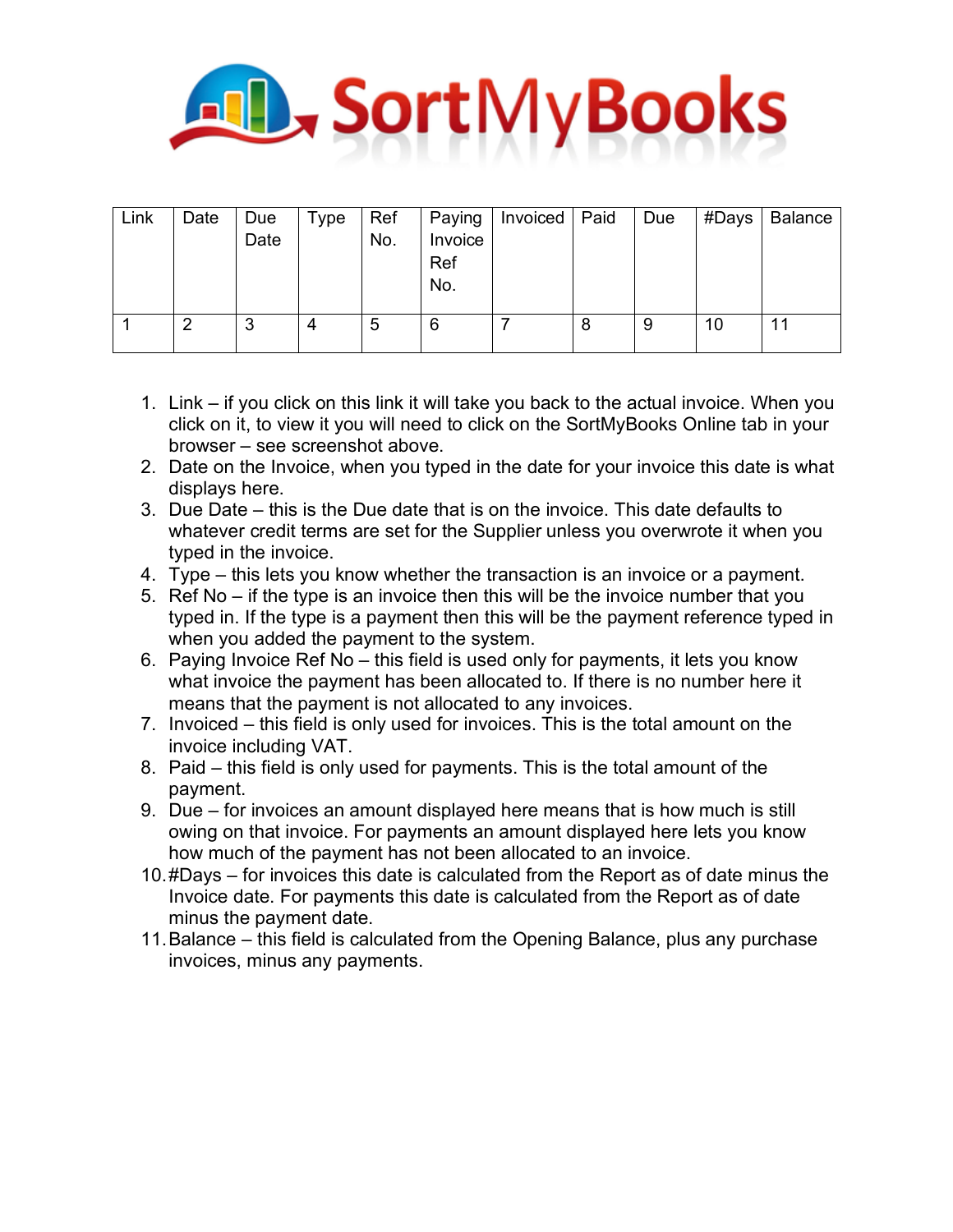SortMyBooks

| Link | Date | Due Date | Type | Ref No. | Paying Invoice Ref No. | Invoiced | Paid | Due | #Days | Balance |
|---|---|---|---|---|---|---|---|---|---|---|
| 1 | 2 | 3 | 4 | 5 | 6 | 7 | 8 | 9 | 10 | 11 |

1. Link – if you click on this link it will take you back to the actual invoice. When you click on it, to view it you will need to click on the SortMyBooks Online tab in your browser – see screenshot above.
2. Date on the Invoice, when you typed in the date for your invoice this date is what displays here.
3. Due Date – this is the Due date that is on the invoice. This date defaults to whatever credit terms are set for the Supplier unless you overwrote it when you typed in the invoice.
4. Type – this lets you know whether the transaction is an invoice or a payment.
5. Ref No – if the type is an invoice then this will be the invoice number that you typed in. If the type is a payment then this will be the payment reference typed in when you added the payment to the system.
6. Paying Invoice Ref No – this field is used only for payments, it lets you know what invoice the payment has been allocated to. If there is no number here it means that the payment is not allocated to any invoices.
7. Invoiced – this field is only used for invoices. This is the total amount on the invoice including VAT.
8. Paid – this field is only used for payments. This is the total amount of the payment.
9. Due – for invoices an amount displayed here means that is how much is still owing on that invoice. For payments an amount displayed here lets you know how much of the payment has not been allocated to an invoice.
10. #Days – for invoices this date is calculated from the Report as of date minus the Invoice date. For payments this date is calculated from the Report as of date minus the payment date.
11. Balance – this field is calculated from the Opening Balance, plus any purchase invoices, minus any payments.